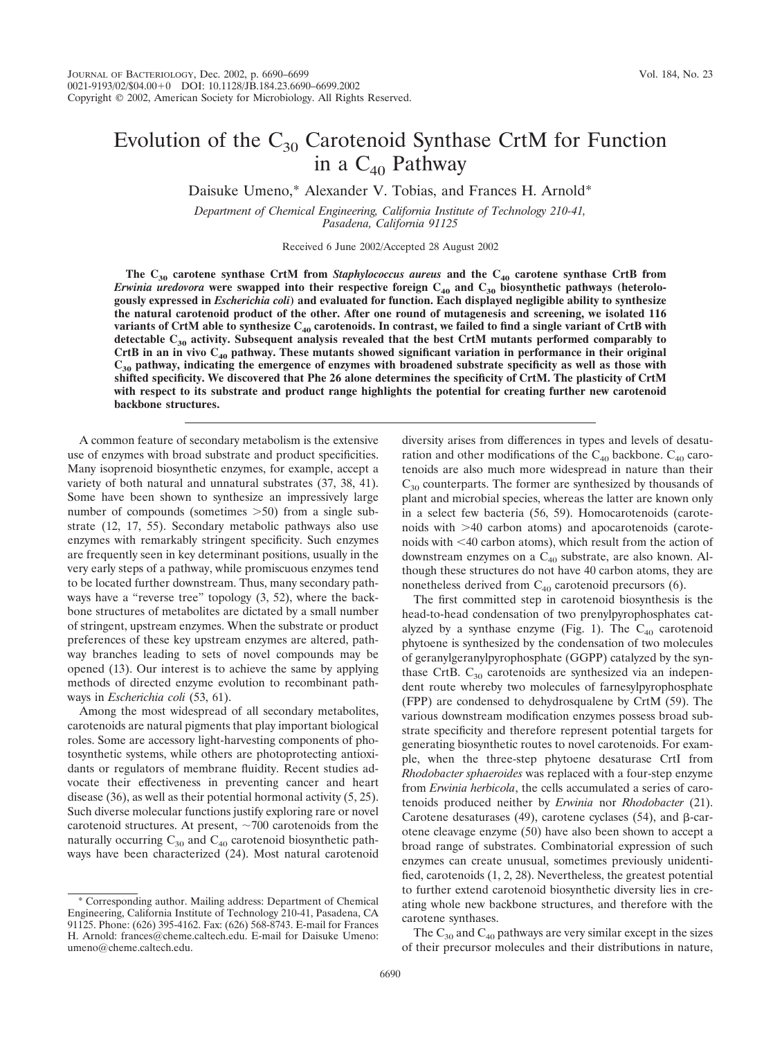# Evolution of the $C_{30}$ Carotenoid Synthase CrtM for Function in a $C_{40}$ Pathway

Daisuke Umeno,* Alexander V. Tobias, and Frances H. Arnold*

*Department of Chemical Engineering, California Institute of Technology 210-41, Pasadena, California 91125*

Received 6 June 2002/Accepted 28 August 2002

**The $C_{30}$ carotene synthase CrtM from *Staphylococcus aureus* and the $C_{40}$ carotene synthase CrtB from *Erwinia uredovora* were swapped into their respective foreign $C_{40}$ and $C_{30}$ biosynthetic pathways (heterologously expressed in *Escherichia coli*) and evaluated for function. Each displayed negligible ability to synthesize the natural carotenoid product of the other. After one round of mutagenesis and screening, we isolated 116 variants of CrtM able to synthesize $C_{40}$ carotenoids. In contrast, we failed to find a single variant of CrtB with detectable $C_{30}$ activity. Subsequent analysis revealed that the best CrtM mutants performed comparably to CrtB in an in vivo $C_{40}$ pathway. These mutants showed significant variation in performance in their original $C_{30}$ pathway, indicating the emergence of enzymes with broadened substrate specificity as well as those with shifted specificity. We discovered that Phe 26 alone determines the specificity of CrtM. The plasticity of CrtM with respect to its substrate and product range highlights the potential for creating further new carotenoid backbone structures.**

A common feature of secondary metabolism is the extensive use of enzymes with broad substrate and product specificities. Many isoprenoid biosynthetic enzymes, for example, accept a variety of both natural and unnatural substrates (37, 38, 41). Some have been shown to synthesize an impressively large number of compounds (sometimes >50) from a single substrate (12, 17, 55). Secondary metabolic pathways also use enzymes with remarkably stringent specificity. Such enzymes are frequently seen in key determinant positions, usually in the very early steps of a pathway, while promiscuous enzymes tend to be located further downstream. Thus, many secondary pathways have a "reverse tree" topology (3, 52), where the backbone structures of metabolites are dictated by a small number of stringent, upstream enzymes. When the substrate or product preferences of these key upstream enzymes are altered, pathway branches leading to sets of novel compounds may be opened (13). Our interest is to achieve the same by applying methods of directed enzyme evolution to recombinant pathways in *Escherichia coli* (53, 61).

Among the most widespread of all secondary metabolites, carotenoids are natural pigments that play important biological roles. Some are accessory light-harvesting components of photosynthetic systems, while others are photoprotecting antioxidants or regulators of membrane fluidity. Recent studies advocate their effectiveness in preventing cancer and heart disease (36), as well as their potential hormonal activity (5, 25). Such diverse molecular functions justify exploring rare or novel carotenoid structures. At present, ~700 carotenoids from the naturally occurring $C_{30}$ and $C_{40}$ carotenoid biosynthetic pathways have been characterized (24). Most natural carotenoid diversity arises from differences in types and levels of desaturation and other modifications of the $C_{40}$ backbone. $C_{40}$ carotenoids are also much more widespread in nature than their $C_{30}$ counterparts. The former are synthesized by thousands of plant and microbial species, whereas the latter are known only in a select few bacteria (56, 59). Homocarotenoids (carotenoids with >40 carbon atoms) and apocarotenoids (carotenoids with <40 carbon atoms), which result from the action of downstream enzymes on a $C_{40}$ substrate, are also known. Although these structures do not have 40 carbon atoms, they are nonetheless derived from $C_{40}$ carotenoid precursors (6).

The first committed step in carotenoid biosynthesis is the head-to-head condensation of two prenylpyrophosphates catalyzed by a synthase enzyme (Fig. 1). The $C_{40}$ carotenoid phytoene is synthesized by the condensation of two molecules of geranylgeranylpyrophosphate (GGPP) catalyzed by the synthase CrtB. $C_{30}$ carotenoids are synthesized via an independent route whereby two molecules of farnesylpyrophosphate (FPP) are condensed to dehydrosqualene by CrtM (59). The various downstream modification enzymes possess broad substrate specificity and therefore represent potential targets for generating biosynthetic routes to novel carotenoids. For example, when the three-step phytoene desaturase CrtI from *Rhodobacter sphaeroides* was replaced with a four-step enzyme from *Erwinia herbicola*, the cells accumulated a series of carotenoids produced neither by *Erwinia* nor *Rhodobacter* (21). Carotene desaturases (49), carotene cyclases (54), and β-carotene cleavage enzyme (50) have also been shown to accept a broad range of substrates. Combinatorial expression of such enzymes can create unusual, sometimes previously unidentified, carotenoids (1, 2, 28). Nevertheless, the greatest potential to further extend carotenoid biosynthetic diversity lies in creating whole new backbone structures, and therefore with the carotene synthases.

The $C_{30}$ and $C_{40}$ pathways are very similar except in the sizes of their precursor molecules and their distributions in nature,

* Corresponding author. Mailing address: Department of Chemical Engineering, California Institute of Technology 210-41, Pasadena, CA 91125. Phone: (626) 395-4162. Fax: (626) 568-8743. E-mail for Frances H. Arnold: frances@cheme.caltech.edu. E-mail for Daisuke Umeno: umeno@cheme.caltech.edu.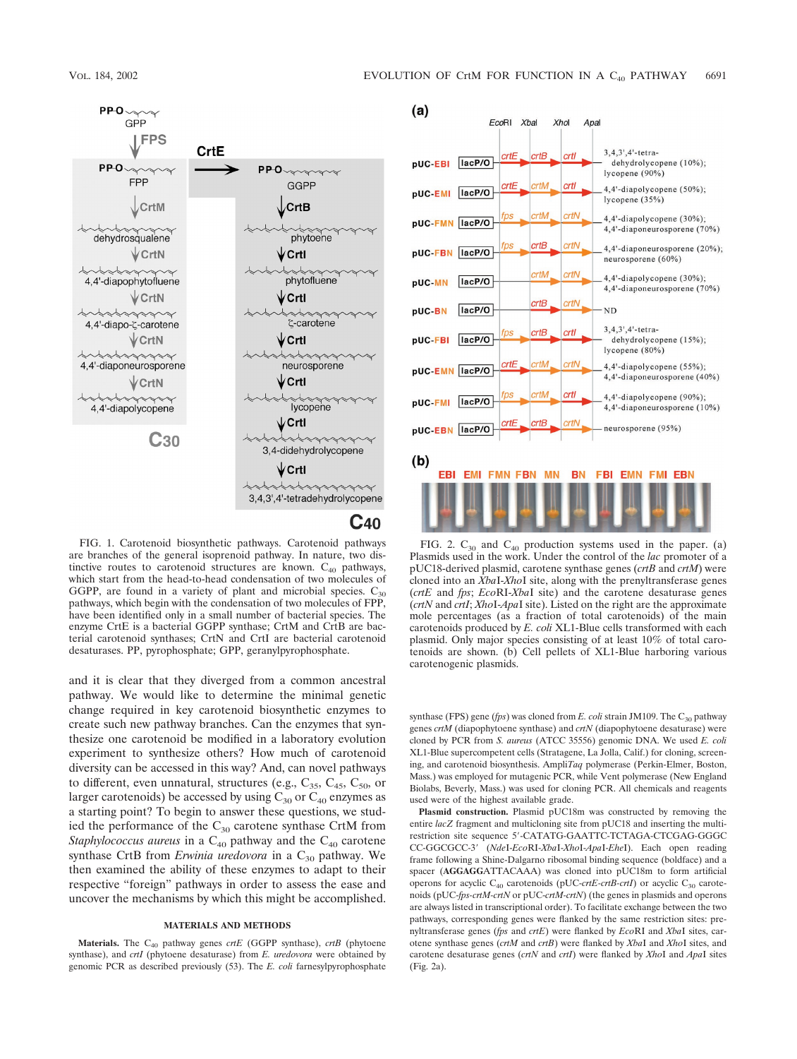FIG. 1. Carotenoid biosynthetic pathways. Carotenoid pathways are branches of the general isoprenoid pathway. In nature, two distinctive routes to carotenoid structures are known. $C_{40}$ pathways, which start from the head-to-head condensation of two molecules of GGPP, are found in a variety of plant and microbial species. $C_{30}$ pathways, which begin with the condensation of two molecules of FPP, have been identified only in a small number of bacterial species. The enzyme CrtE is a bacterial GGPP synthase; CrtM and CrtB are bacterial carotenoid synthases; CrtN and CrtI are bacterial carotenoid desaturases. PP, pyrophosphate; GPP, geranylpyrophosphate.

FIG. 2. $C_{30}$ and $C_{40}$ production systems used in the paper. (a) Plasmids used in the work. Under the control of the *lac* promoter of a pUC18-derived plasmid, carotene synthase genes (*crtB* and *crtM*) were cloned into an *Xba*I-*Xho*I site, along with the prenyltransferase genes (*crtE* and *fps*; *Eco*RI-*Xba*I site) and the carotene desaturase genes (*crtN* and *crtI*; *Xho*I-*Apa*I site). Listed on the right are the approximate mole percentages (as a fraction of total carotenoids) of the main carotenoids produced by *E. coli* XL1-Blue cells transformed with each plasmid. Only major species consisting of at least 10% of total carotenoids are shown. (b) Cell pellets of XL1-Blue harboring various carotenogenic plasmids.

and it is clear that they diverged from a common ancestral pathway. We would like to determine the minimal genetic change required in key carotenoid biosynthetic enzymes to create such new pathway branches. Can the enzymes that synthesize one carotenoid be modified in a laboratory evolution experiment to synthesize others? How much of carotenoid diversity can be accessed in this way? And, can novel pathways to different, even unnatural, structures (e.g., $C_{35}$, $C_{45}$, $C_{50}$, or larger carotenoids) be accessed by using $C_{30}$ or $C_{40}$ enzymes as a starting point? To begin to answer these questions, we studied the performance of the $C_{30}$ carotene synthase CrtM from *Staphylococcus aureus* in a $C_{40}$ pathway and the $C_{40}$ carotene synthase CrtB from *Erwinia uredovora* in a $C_{30}$ pathway. We then examined the ability of these enzymes to adapt to their respective "foreign" pathways in order to assess the ease and uncover the mechanisms by which this might be accomplished.

## MATERIALS AND METHODS

**Materials.** The $C_{40}$ pathway genes *crtE* (GGPP synthase), *crtB* (phytoene synthase), and *crtI* (phytoene desaturase) from *E. uredovora* were obtained by genomic PCR as described previously (53). The *E. coli* farnesylpyrophosphate synthase (FPS) gene (*fps*) was cloned from *E. coli* strain JM109. The $C_{30}$ pathway genes *crtM* (diapophytoene synthase) and *crtN* (diapophytoene desaturase) were cloned by PCR from *S. aureus* (ATCC 35556) genomic DNA. We used *E. coli* XL1-Blue supercompetent cells (Stratagene, La Jolla, Calif.) for cloning, screening, and carotenoid biosynthesis. Ampli*Taq* polymerase (Perkin-Elmer, Boston, Mass.) was employed for mutagenic PCR, while Vent polymerase (New England Biolabs, Beverly, Mass.) was used for cloning PCR. All chemicals and reagents used were of the highest available grade.

**Plasmid construction.** Plasmid pUC18m was constructed by removing the entire *lacZ* fragment and multicloning site from pUC18 and inserting the multirestriction site sequence 5′-CATATG-GAATTC-TCTAGA-CTCGAG-GGGCC-GGCGCC-3′ (*Nde*I-*Eco*RI-*Xba*I-*Xho*I-*Apa*I-*Ehe*I). Each open reading frame following a Shine-Dalgarno ribosomal binding sequence (boldface) and a spacer (**AGGAGG**ATTACAAA) was cloned into pUC18m to form artificial operons for acyclic $C_{40}$ carotenoids (pUC-*crtE*-*crtB*-*crtI*) or acyclic $C_{30}$ carotenoids (pUC-*fps*-*crtM*-*crtN* or pUC-*crtM*-*crtN*) (the genes in plasmids and operons are always listed in transcriptional order). To facilitate exchange between the two pathways, corresponding genes were flanked by the same restriction sites: prenyltransferase genes (*fps* and *crtE*) were flanked by *Eco*RI and *Xba*I sites, carotene synthase genes (*crtM* and *crtB*) were flanked by *Xba*I and *Xho*I sites, and carotene desaturase genes (*crtN* and *crtI*) were flanked by *Xho*I and *Apa*I sites (Fig. 2a).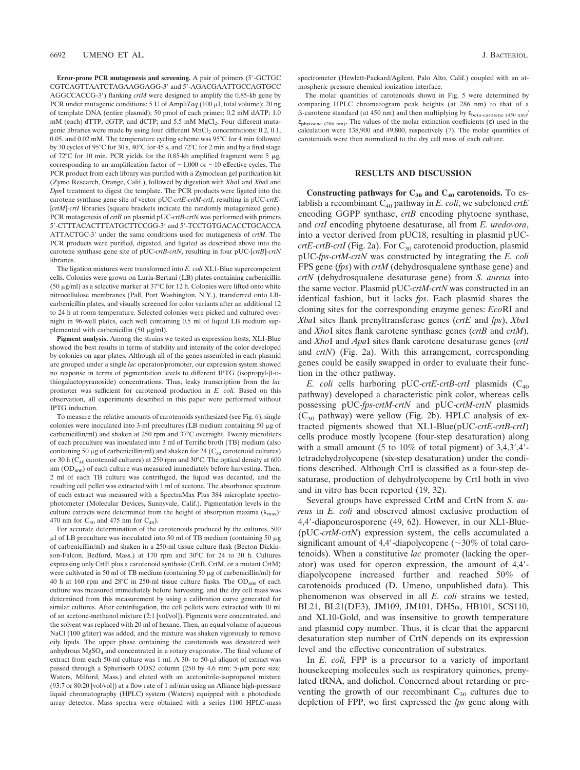**Error-prone PCR mutagenesis and screening.** A pair of primers (5′-GCTGC CGTCAGTTAATCTAGAAGGAGG-3′ and 5′-AGACGAATTGCCAGTGCC AGGCCACCG-3′) flanking *crtM* were designed to amplify the 0.85-kb gene by PCR under mutagenic conditions: 5 U of Ampli*Taq* (100 μl, total volume); 20 ng of template DNA (entire plasmid); 50 pmol of each primer; 0.2 mM dATP; 1.0 mM (each) dTTP, dGTP, and dCTP; and 5.5 mM $MgCl_2$. Four different mutagenic libraries were made by using four different $MnCl_2$ concentrations: 0.2, 0.1, 0.05, and 0.02 mM. The temperature cycling scheme was 95°C for 4 min followed by 30 cycles of 95°C for 30 s, 40°C for 45 s, and 72°C for 2 min and by a final stage of 72°C for 10 min. PCR yields for the 0.85-kb amplified fragment were 5 μg, corresponding to an amplification factor of ~1,000 or ~10 effective cycles. The PCR product from each library was purified with a Zymoclean gel purification kit (Zymo Research, Orange, Calif.), followed by digestion with *Xho*I and *Xba*I and *Dpn*I treatment to digest the template. The PCR products were ligated into the carotene synthase gene site of vector pUC-*crtE-crtM-crtI*, resulting in pUC-*crtE*-[*crtM*]-*crtI* libraries (square brackets indicate the randomly mutagenized gene). PCR mutagenesis of *crtB* on plasmid pUC-*crtB-crtN* was performed with primers 5′-CTTTACACTTTATGCTTCCGG-3′ and 5′-TCCTGTGACACCTGCACCA ATTACTGC-3′ under the same conditions used for mutagenesis of *crtM*. The PCR products were purified, digested, and ligated as described above into the carotene synthase gene site of pUC-*crtB-crtN*, resulting in four pUC-[*crtB*]-*crtN* libraries.

The ligation mixtures were transformed into *E. coli* XL1-Blue supercompetent cells. Colonies were grown on Luria-Bertani (LB) plates containing carbenicillin (50 μg/ml) as a selective marker at 37°C for 12 h. Colonies were lifted onto white nitrocellulose membranes (Pall, Port Washington, N.Y.), transferred onto LB-carbenicillin plates, and visually screened for color variants after an additional 12 to 24 h at room temperature. Selected colonies were picked and cultured overnight in 96-well plates, each well containing 0.5 ml of liquid LB medium supplemented with carbenicillin (50 μg/ml).

**Pigment analysis.** Among the strains we tested as expression hosts, XL1-Blue showed the best results in terms of stability and intensity of the color developed by colonies on agar plates. Although all of the genes assembled in each plasmid are grouped under a single *lac* operator/promoter, our expression system showed no response in terms of pigmentation levels to different IPTG (isopropyl-β-D-thiogalactopyranoside) concentrations. Thus, leaky transcription from the *lac* promoter was sufficient for carotenoid production in *E. coli.* Based on this observation, all experiments described in this paper were performed without IPTG induction.

To measure the relative amounts of carotenoids synthesized (see Fig. 6), single colonies were inoculated into 3-ml precultures (LB medium containing 50 μg of carbenicillin/ml) and shaken at 250 rpm and 37°C overnight. Twenty microliters of each preculture was inoculated into 3 ml of Terrific broth (TB) medium (also containing 50 μg of carbenicillin/ml) and shaken for 24 ($C_{30}$ carotenoid cultures) or 30 h ($C_{40}$ carotenoid cultures) at 250 rpm and 30°C. The optical density at 600 nm ($OD_{600}$) of each culture was measured immediately before harvesting. Then, 2 ml of each TB culture was centrifuged, the liquid was decanted, and the resulting cell pellet was extracted with 1 ml of acetone. The absorbance spectrum of each extract was measured with a SpectraMax Plus 384 microplate spectrophotometer (Molecular Devices, Sunnyvale, Calif.). Pigmentation levels in the culture extracts were determined from the height of absorption maxima ($\lambda_{max}$): 470 nm for $C_{30}$ and 475 nm for $C_{40}$).

For accurate determination of the carotenoids produced by the cultures, 500 μl of LB preculture was inoculated into 50 ml of TB medium (containing 50 μg of carbenicillin/ml) and shaken in a 250-ml tissue culture flask (Becton Dickinson-Falcon, Bedford, Mass.) at 170 rpm and 30°C for 24 to 30 h. Cultures expressing only CrtE plus a carotenoid synthase (CrtB, CrtM, or a mutant CrtM) were cultivated in 50 ml of TB medium (containing 50 μg of carbenicillin/ml) for 40 h at 160 rpm and 28°C in 250-ml tissue culture flasks. The $OD_{600}$ of each culture was measured immediately before harvesting, and the dry cell mass was determined from this measurement by using a calibration curve generated for similar cultures. After centrifugation, the cell pellets were extracted with 10 ml of an acetone-methanol mixture (2:1 [vol/vol]). Pigments were concentrated, and the solvent was replaced with 20 ml of hexane. Then, an equal volume of aqueous NaCl (100 g/liter) was added, and the mixture was shaken vigorously to remove oily lipids. The upper phase containing the carotenoids was dewatered with anhydrous $MgSO_4$ and concentrated in a rotary evaporator. The final volume of extract from each 50-ml culture was 1 ml. A 30- to 50-μl aliquot of extract was passed through a Spherisorb ODS2 column (250 by 4.6 mm; 5-μm pore size; Waters, Milford, Mass.) and eluted with an acetonitrile-isopropanol mixture (93:7 or 80:20 [vol/vol]) at a flow rate of 1 ml/min using an Alliance high-pressure liquid chromatography (HPLC) system (Waters) equipped with a photodiode array detector. Mass spectra were obtained with a series 1100 HPLC-mass spectrometer (Hewlett-Packard/Agilent, Palo Alto, Calif.) coupled with an atmospheric pressure chemical ionization interface.

The molar quantities of carotenoids shown in Fig. 5 were determined by comparing HPLC chromatogram peak heights (at 286 nm) to that of a β-carotene standard (at 450 nm) and then multiplying by $\varepsilon_{beta\text{-}carotene\ (450\ nm)}/\varepsilon_{phytoene\ (286\ nm)}$. The values of the molar extinction coefficients (ε) used in the calculation were 138,900 and 49,800, respectively (7). The molar quantities of carotenoids were then normalized to the dry cell mass of each culture.

## RESULTS AND DISCUSSION

**Constructing pathways for $C_{30}$ and $C_{40}$ carotenoids.** To establish a recombinant $C_{40}$ pathway in *E. coli*, we subcloned *crtE* encoding GGPP synthase, *crtB* encoding phytoene synthase, and *crtI* encoding phytoene desaturase, all from *E. uredovora*, into a vector derived from pUC18, resulting in plasmid pUC-*crtE-crtB-crtI* (Fig. 2a). For $C_{30}$ carotenoid production, plasmid pUC-*fps-crtM-crtN* was constructed by integrating the *E. coli* FPS gene (*fps*) with *crtM* (dehydrosqualene synthase gene) and *crtN* (dehydrosqualene desaturase gene) from *S. aureus* into the same vector. Plasmid pUC-*crtM-crtN* was constructed in an identical fashion, but it lacks *fps*. Each plasmid shares the cloning sites for the corresponding enzyme genes: *Eco*RI and *Xba*I sites flank prenyltransferase genes (*crtE* and *fps*), *Xba*I and *Xho*I sites flank carotene synthase genes (*crtB* and *crtM*), and *Xho*I and *Apa*I sites flank carotene desaturase genes (*crtI* and *crtN*) (Fig. 2a). With this arrangement, corresponding genes could be easily swapped in order to evaluate their function in the other pathway.

*E. coli* cells harboring pUC-*crtE-crtB-crtI* plasmids ($C_{40}$ pathway) developed a characteristic pink color, whereas cells possessing pUC-*fps-crtM-crtN* and pUC-*crtM-crtN* plasmids ($C_{30}$ pathway) were yellow (Fig. 2b). HPLC analysis of extracted pigments showed that XL1-Blue(pUC-*crtE-crtB-crtI*) cells produce mostly lycopene (four-step desaturation) along with a small amount (5 to 10% of total pigment) of 3,4,3′,4′-tetradehydrolycopene (six-step desaturation) under the conditions described. Although CrtI is classified as a four-step desaturase, production of dehydrolycopene by CrtI both in vivo and in vitro has been reported (19, 32).

Several groups have expressed CrtM and CrtN from *S. aureus* in *E. coli* and observed almost exclusive production of 4,4′-diaponeurosporene (49, 62). However, in our XL1-Blue-(pUC-*crtM-crtN*) expression system, the cells accumulated a significant amount of 4,4′-diapolycopene (~30% of total carotenoids). When a constitutive *lac* promoter (lacking the operator) was used for operon expression, the amount of 4,4′-diapolycopene increased further and reached 50% of carotenoids produced (D. Umeno, unpublished data). This phenomenon was observed in all *E. coli* strains we tested, BL21, BL21(DE3), JM109, JM101, DH5α, HB101, SCS110, and XL10-Gold, and was insensitive to growth temperature and plasmid copy number. Thus, it is clear that the apparent desaturation step number of CrtN depends on its expression level and the effective concentration of substrates.

In *E. coli,* FPP is a precursor to a variety of important housekeeping molecules such as respiratory quinones, prenylated tRNA, and dolichol. Concerned about retarding or preventing the growth of our recombinant $C_{30}$ cultures due to depletion of FPP, we first expressed the *fps* gene along with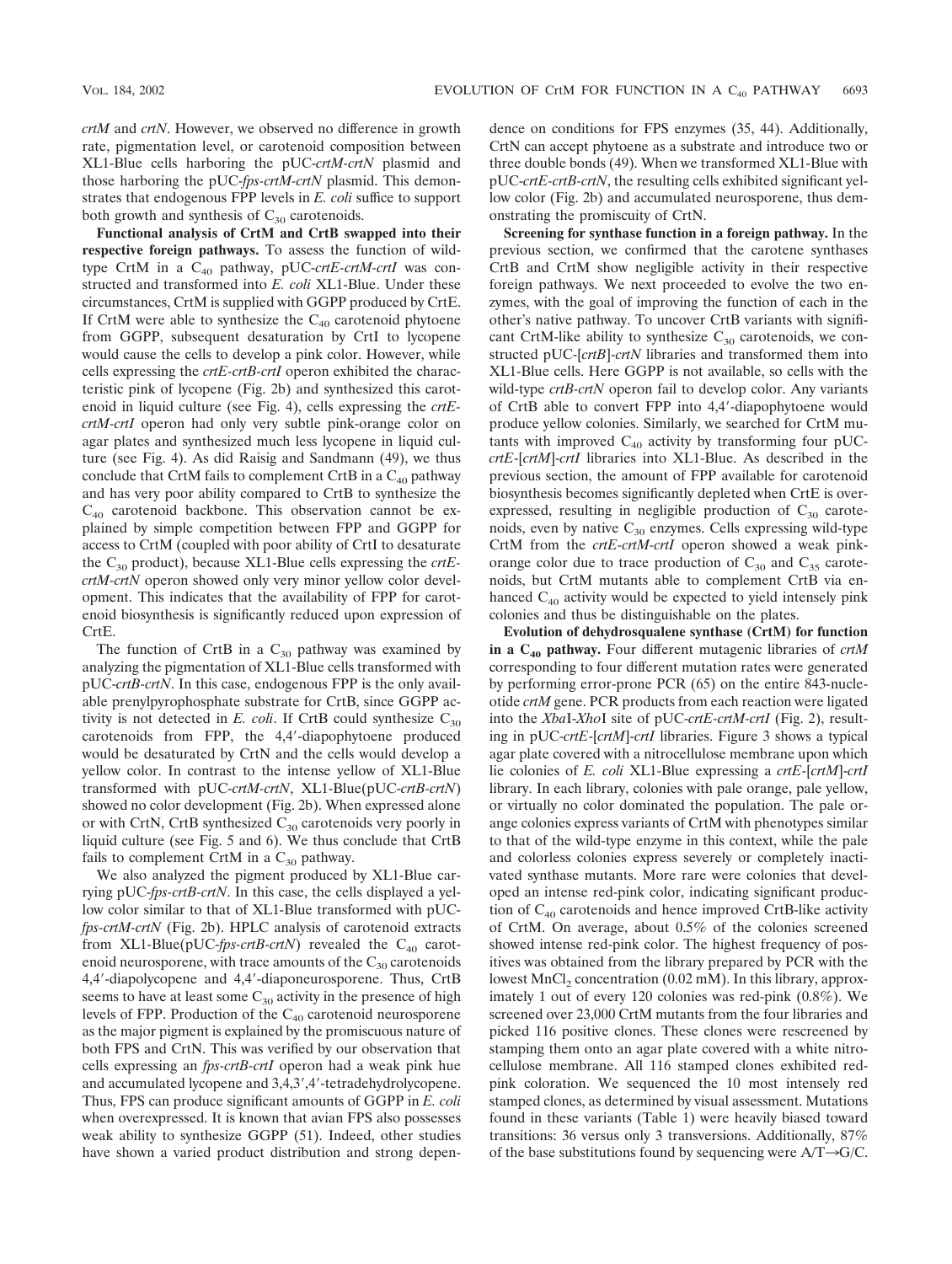*crtM* and *crtN*. However, we observed no difference in growth rate, pigmentation level, or carotenoid composition between XL1-Blue cells harboring the pUC-*crtM-crtN* plasmid and those harboring the pUC-*fps-crtM-crtN* plasmid. This demonstrates that endogenous FPP levels in *E. coli* suffice to support both growth and synthesis of $C_{30}$ carotenoids.

**Functional analysis of CrtM and CrtB swapped into their respective foreign pathways.** To assess the function of wild-type CrtM in a $C_{40}$ pathway, pUC-*crtE-crtM-crtI* was constructed and transformed into *E. coli* XL1-Blue. Under these circumstances, CrtM is supplied with GGPP produced by CrtE. If CrtM were able to synthesize the $C_{40}$ carotenoid phytoene from GGPP, subsequent desaturation by CrtI to lycopene would cause the cells to develop a pink color. However, while cells expressing the *crtE-crtB-crtI* operon exhibited the characteristic pink of lycopene (Fig. 2b) and synthesized this carotenoid in liquid culture (see Fig. 4), cells expressing the *crtE-crtM-crtI* operon had only very subtle pink-orange color on agar plates and synthesized much less lycopene in liquid culture (see Fig. 4). As did Raisig and Sandmann (49), we thus conclude that CrtM fails to complement CrtB in a $C_{40}$ pathway and has very poor ability compared to CrtB to synthesize the $C_{40}$ carotenoid backbone. This observation cannot be explained by simple competition between FPP and GGPP for access to CrtM (coupled with poor ability of CrtI to desaturate the $C_{30}$ product), because XL1-Blue cells expressing the *crtE-crtM-crtN* operon showed only very minor yellow color development. This indicates that the availability of FPP for carotenoid biosynthesis is significantly reduced upon expression of CrtE.

The function of CrtB in a $C_{30}$ pathway was examined by analyzing the pigmentation of XL1-Blue cells transformed with pUC-*crtB-crtN*. In this case, endogenous FPP is the only available prenylpyrophosphate substrate for CrtB, since GGPP activity is not detected in *E. coli*. If CrtB could synthesize $C_{30}$ carotenoids from FPP, the 4,4′-diapophytoene produced would be desaturated by CrtN and the cells would develop a yellow color. In contrast to the intense yellow of XL1-Blue transformed with pUC-*crtM-crtN*, XL1-Blue(pUC-*crtB-crtN*) showed no color development (Fig. 2b). When expressed alone or with CrtN, CrtB synthesized $C_{30}$ carotenoids very poorly in liquid culture (see Fig. 5 and 6). We thus conclude that CrtB fails to complement CrtM in a $C_{30}$ pathway.

We also analyzed the pigment produced by XL1-Blue carrying pUC-*fps-crtB-crtN*. In this case, the cells displayed a yellow color similar to that of XL1-Blue transformed with pUC-*fps-crtM-crtN* (Fig. 2b). HPLC analysis of carotenoid extracts from XL1-Blue(pUC-*fps-crtB-crtN*) revealed the $C_{40}$ carotenoid neurosporene, with trace amounts of the $C_{30}$ carotenoids 4,4′-diapolycopene and 4,4′-diaponeurosporene. Thus, CrtB seems to have at least some $C_{30}$ activity in the presence of high levels of FPP. Production of the $C_{40}$ carotenoid neurosporene as the major pigment is explained by the promiscuous nature of both FPS and CrtN. This was verified by our observation that cells expressing an *fps-crtB-crtI* operon had a weak pink hue and accumulated lycopene and 3,4,3′,4′-tetradehydrolycopene. Thus, FPS can produce significant amounts of GGPP in *E. coli* when overexpressed. It is known that avian FPS also possesses weak ability to synthesize GGPP (51). Indeed, other studies have shown a varied product distribution and strong dependence on conditions for FPS enzymes (35, 44). Additionally, CrtN can accept phytoene as a substrate and introduce two or three double bonds (49). When we transformed XL1-Blue with pUC-*crtE-crtB-crtN*, the resulting cells exhibited significant yellow color (Fig. 2b) and accumulated neurosporene, thus demonstrating the promiscuity of CrtN.

**Screening for synthase function in a foreign pathway.** In the previous section, we confirmed that the carotene synthases CrtB and CrtM show negligible activity in their respective foreign pathways. We next proceeded to evolve the two enzymes, with the goal of improving the function of each in the other's native pathway. To uncover CrtB variants with significant CrtM-like ability to synthesize $C_{30}$ carotenoids, we constructed pUC-[*crtB*]-*crtN* libraries and transformed them into XL1-Blue cells. Here GGPP is not available, so cells with the wild-type *crtB-crtN* operon fail to develop color. Any variants of CrtB able to convert FPP into 4,4′-diapophytoene would produce yellow colonies. Similarly, we searched for CrtM mutants with improved $C_{40}$ activity by transforming four pUC-*crtE*-[*crtM*]-*crtI* libraries into XL1-Blue. As described in the previous section, the amount of FPP available for carotenoid biosynthesis becomes significantly depleted when CrtE is overexpressed, resulting in negligible production of $C_{30}$ carotenoids, even by native $C_{30}$ enzymes. Cells expressing wild-type CrtM from the *crtE-crtM-crtI* operon showed a weak pink-orange color due to trace production of $C_{30}$ and $C_{35}$ carotenoids, but CrtM mutants able to complement CrtB via enhanced $C_{40}$ activity would be expected to yield intensely pink colonies and thus be distinguishable on the plates.

**Evolution of dehydrosqualene synthase (CrtM) for function in a $C_{40}$ pathway.** Four different mutagenic libraries of *crtM* corresponding to four different mutation rates were generated by performing error-prone PCR (65) on the entire 843-nucleotide *crtM* gene. PCR products from each reaction were ligated into the *Xba*I-*Xho*I site of pUC-*crtE-crtM-crtI* (Fig. 2), resulting in pUC-*crtE*-[*crtM*]-*crtI* libraries. Figure 3 shows a typical agar plate covered with a nitrocellulose membrane upon which lie colonies of *E. coli* XL1-Blue expressing a *crtE*-[*crtM*]-*crtI* library. In each library, colonies with pale orange, pale yellow, or virtually no color dominated the population. The pale orange colonies express variants of CrtM with phenotypes similar to that of the wild-type enzyme in this context, while the pale and colorless colonies express severely or completely inactivated synthase mutants. More rare were colonies that developed an intense red-pink color, indicating significant production of $C_{40}$ carotenoids and hence improved CrtB-like activity of CrtM. On average, about 0.5% of the colonies screened showed intense red-pink color. The highest frequency of positives was obtained from the library prepared by PCR with the lowest $MnCl_2$ concentration (0.02 mM). In this library, approximately 1 out of every 120 colonies was red-pink (0.8%). We screened over 23,000 CrtM mutants from the four libraries and picked 116 positive clones. These clones were rescreened by stamping them onto an agar plate covered with a white nitrocellulose membrane. All 116 stamped clones exhibited red-pink coloration. We sequenced the 10 most intensely red stamped clones, as determined by visual assessment. Mutations found in these variants (Table 1) were heavily biased toward transitions: 36 versus only 3 transversions. Additionally, 87% of the base substitutions found by sequencing were A/T→G/C.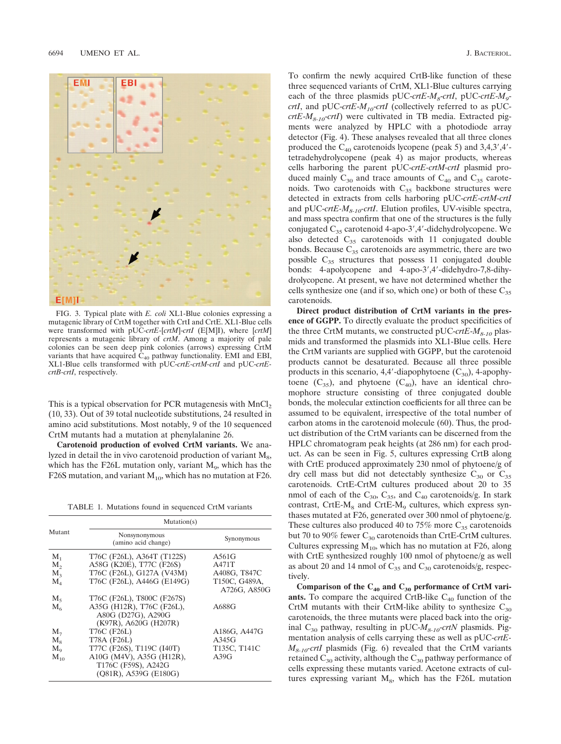FIG. 3. Typical plate with *E. coli* XL1-Blue colonies expressing a mutagenic library of CrtM together with CrtI and CrtE. XL1-Blue cells were transformed with pUC-*crtE*-[*crtM*]-*crtI* (E[M]I), where [*crtM*] represents a mutagenic library of *crtM*. Among a majority of pale colonies can be seen deep pink colonies (arrows) expressing CrtM variants that have acquired $C_{40}$ pathway functionality. EMI and EBI, XL1-Blue cells transformed with pUC-*crtE-crtM-crtI* and pUC-*crtE-crtB-crtI*, respectively.

This is a typical observation for PCR mutagenesis with $MnCl_2$ (10, 33). Out of 39 total nucleotide substitutions, 24 resulted in amino acid substitutions. Most notably, 9 of the 10 sequenced CrtM mutants had a mutation at phenylalanine 26.

**Carotenoid production of evolved CrtM variants.** We analyzed in detail the in vivo carotenoid production of variant $M_8$, which has the F26L mutation only, variant $M_9$, which has the F26S mutation, and variant $M_{10}$, which has no mutation at F26.

TABLE 1. Mutations found in sequenced CrtM variants

| Mutant | Mutation(s) | |
|---|---|---|
| | Nonsynonymous (amino acid change) | Synonymous |
| $M_1$ | T76C (F26L), A364T (T122S) | A561G |
| $M_2$ | A58G (K20E), T77C (F26S) | A471T |
| $M_3$ | T76C (F26L), G127A (V43M) | A408G, T847C |
| $M_4$ | T76C (F26L), A446G (E149G) | T150C, G489A, A726G, A850G |
| $M_5$ | T76C (F26L), T800C (F267S) | |
| $M_6$ | A35G (H12R), T76C (F26L), A80G (D27G), A290G (K97R), A620G (H207R) | A688G |
| $M_7$ | T76C (F26L) | A186G, A447G |
| $M_8$ | T78A (F26L) | A345G |
| $M_9$ | T77C (F26S), T119C (I40T) | T135C, T141C |
| $M_{10}$ | A10G (M4V), A35G (H12R), T176C (F59S), A242G (Q81R), A539G (E180G) | A39G |

To confirm the newly acquired CrtB-like function of these three sequenced variants of CrtM, XL1-Blue cultures carrying each of the three plasmids pUC-*crtE-M₈-crtI*, pUC-*crtE-M₉-crtI*, and pUC-*crtE-M₁₀-crtI* (collectively referred to as pUC-*crtE-M₈₋₁₀-crtI*) were cultivated in TB media. Extracted pigments were analyzed by HPLC with a photodiode array detector (Fig. 4). These analyses revealed that all three clones produced the $C_{40}$ carotenoids lycopene (peak 5) and 3,4,3′,4′-tetradehydrolycopene (peak 4) as major products, whereas cells harboring the parent pUC-*crtE-crtM-crtI* plasmid produced mainly $C_{30}$ and trace amounts of $C_{40}$ and $C_{35}$ carotenoids. Two carotenoids with $C_{35}$ backbone structures were detected in extracts from cells harboring pUC-*crtE-crtM-crtI* and pUC-*crtE-M₈₋₁₀-crtI*. Elution profiles, UV-visible spectra, and mass spectra confirm that one of the structures is the fully conjugated $C_{35}$ carotenoid 4-apo-3′,4′-didehydrolycopene. We also detected $C_{35}$ carotenoids with 11 conjugated double bonds. Because $C_{35}$ carotenoids are asymmetric, there are two possible $C_{35}$ structures that possess 11 conjugated double bonds: 4-apolycopene and 4-apo-3′,4′-didehydro-7,8-dihydrolycopene. At present, we have not determined whether the cells synthesize one (and if so, which one) or both of these $C_{35}$ carotenoids.

**Direct product distribution of CrtM variants in the presence of GGPP.** To directly evaluate the product specificities of the three CrtM mutants, we constructed pUC-*crtE-M₈₋₁₀* plasmids and transformed the plasmids into XL1-Blue cells. Here the CrtM variants are supplied with GGPP, but the carotenoid products cannot be desaturated. Because all three possible products in this scenario, 4,4′-diapophytoene ($C_{30}$), 4-apophytoene ($C_{35}$), and phytoene ($C_{40}$), have an identical chromophore structure consisting of three conjugated double bonds, the molecular extinction coefficients for all three can be assumed to be equivalent, irrespective of the total number of carbon atoms in the carotenoid molecule (60). Thus, the product distribution of the CrtM variants can be discerned from the HPLC chromatogram peak heights (at 286 nm) for each product. As can be seen in Fig. 5, cultures expressing CrtB along with CrtE produced approximately 230 nmol of phytoene/g of dry cell mass but did not detectably synthesize $C_{30}$ or $C_{35}$ carotenoids. CrtE-CrtM cultures produced about 20 to 35 nmol of each of the $C_{30}$, $C_{35}$, and $C_{40}$ carotenoids/g. In stark contrast, CrtE-$M_8$ and CrtE-$M_9$ cultures, which express synthases mutated at F26, generated over 300 nmol of phytoene/g. These cultures also produced 40 to 75% more $C_{35}$ carotenoids but 70 to 90% fewer $C_{30}$ carotenoids than CrtE-CrtM cultures. Cultures expressing $M_{10}$, which has no mutation at F26, along with CrtE synthesized roughly 100 nmol of phytoene/g as well as about 20 and 14 nmol of $C_{35}$ and $C_{30}$ carotenoids/g, respectively.

**Comparison of the $C_{40}$ and $C_{30}$ performance of CrtM variants.** To compare the acquired CrtB-like $C_{40}$ function of the CrtM mutants with their CrtM-like ability to synthesize $C_{30}$ carotenoids, the three mutants were placed back into the original $C_{30}$ pathway, resulting in pUC-*M₈₋₁₀-crtN* plasmids. Pigmentation analysis of cells carrying these as well as pUC-*crtE-M₈₋₁₀-crtI* plasmids (Fig. 6) revealed that the CrtM variants retained $C_{30}$ activity, although the $C_{30}$ pathway performance of cells expressing these mutants varied. Acetone extracts of cultures expressing variant $M_8$, which has the F26L mutation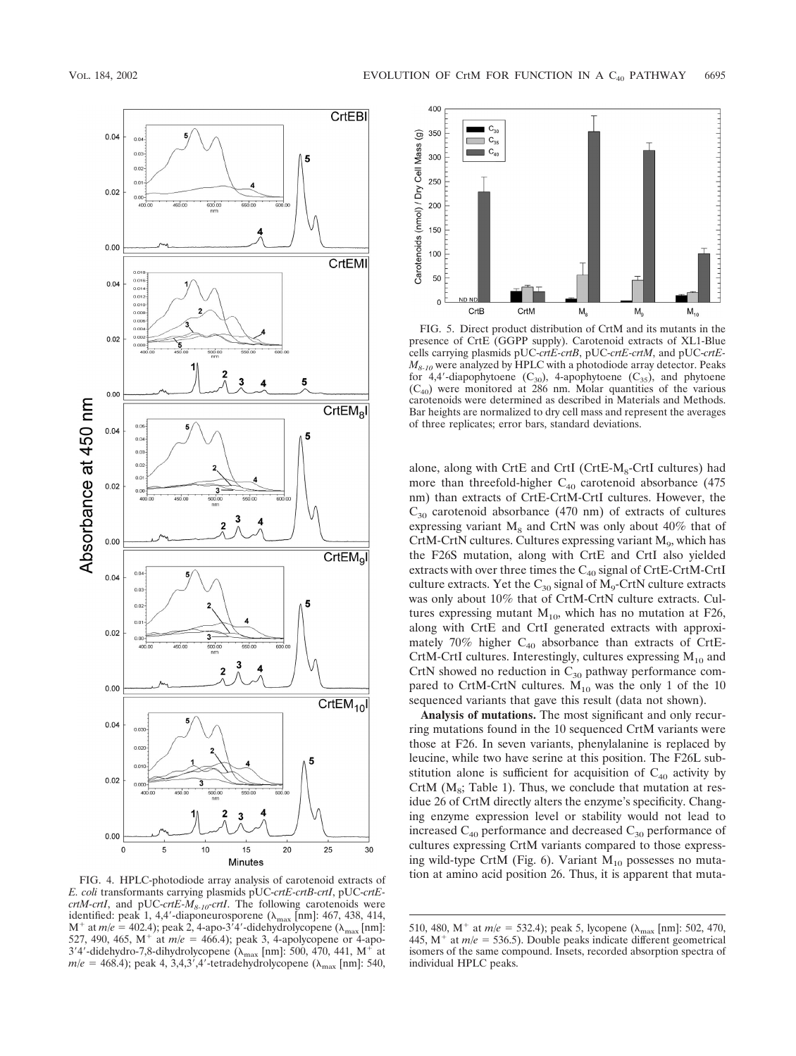FIG. 4. HPLC-photodiode array analysis of carotenoid extracts of *E. coli* transformants carrying plasmids pUC-*crtE-crtB-crtI*, pUC-*crtE-crtM-crtI*, and pUC-*crtE-$M_{8-10}$-crtI*. The following carotenoids were identified: peak 1, 4,4′-diaponeurosporene ($\lambda_{max}$ [nm]: 467, 438, 414, $M^+$ at $m/e$ = 402.4); peak 2, 4-apo-3′4′-didehydrolycopene ($\lambda_{max}$ [nm]: 527, 490, 465, $M^+$ at $m/e$ = 466.4); peak 3, 4-apolycopene or 4-apo-3′4′-didehydro-7,8-dihydrolycopene ($\lambda_{max}$ [nm]: 500, 470, 441, $M^+$ at $m/e$ = 468.4); peak 4, 3,4,3′,4′-tetradehydrolycopene ($\lambda_{max}$ [nm]: 540, 510, 480, $M^+$ at $m/e$ = 532.4); peak 5, lycopene ($\lambda_{max}$ [nm]: 502, 470, 445, $M^+$ at $m/e$ = 536.5). Double peaks indicate different geometrical isomers of the same compound. Insets, recorded absorption spectra of individual HPLC peaks.

FIG. 5. Direct product distribution of CrtM and its mutants in the presence of CrtE (GGPP supply). Carotenoid extracts of XL1-Blue cells carrying plasmids pUC-*crtE-crtB*, pUC-*crtE-crtM*, and pUC-*crtE-$M_{8-10}$* were analyzed by HPLC with a photodiode array detector. Peaks for 4,4′-diapophytoene ($C_{30}$), 4-apophytoene ($C_{35}$), and phytoene ($C_{40}$) were monitored at 286 nm. Molar quantities of the various carotenoids were determined as described in Materials and Methods. Bar heights are normalized to dry cell mass and represent the averages of three replicates; error bars, standard deviations.

alone, along with CrtE and CrtI (CrtE-$M_8$-CrtI cultures) had more than threefold-higher $C_{40}$ carotenoid absorbance (475 nm) than extracts of CrtE-CrtM-CrtI cultures. However, the $C_{30}$ carotenoid absorbance (470 nm) of extracts of cultures expressing variant $M_8$ and CrtN was only about 40% that of CrtM-CrtN cultures. Cultures expressing variant $M_9$, which has the F26S mutation, along with CrtE and CrtI also yielded extracts with over three times the $C_{40}$ signal of CrtE-CrtM-CrtI culture extracts. Yet the $C_{30}$ signal of $M_9$-CrtN culture extracts was only about 10% that of CrtM-CrtN culture extracts. Cultures expressing mutant $M_{10}$, which has no mutation at F26, along with CrtE and CrtI generated extracts with approximately 70% higher $C_{40}$ absorbance than extracts of CrtE-CrtM-CrtI cultures. Interestingly, cultures expressing $M_{10}$ and CrtN showed no reduction in $C_{30}$ pathway performance compared to CrtM-CrtN cultures. $M_{10}$ was the only 1 of the 10 sequenced variants that gave this result (data not shown).

**Analysis of mutations.** The most significant and only recurring mutations found in the 10 sequenced CrtM variants were those at F26. In seven variants, phenylalanine is replaced by leucine, while two have serine at this position. The F26L substitution alone is sufficient for acquisition of $C_{40}$ activity by CrtM ($M_8$; Table 1). Thus, we conclude that mutation at residue 26 of CrtM directly alters the enzyme's specificity. Changing enzyme expression level or stability would not lead to increased $C_{40}$ performance and decreased $C_{30}$ performance of cultures expressing CrtM variants compared to those expressing wild-type CrtM (Fig. 6). Variant $M_{10}$ possesses no mutation at amino acid position 26. Thus, it is apparent that muta-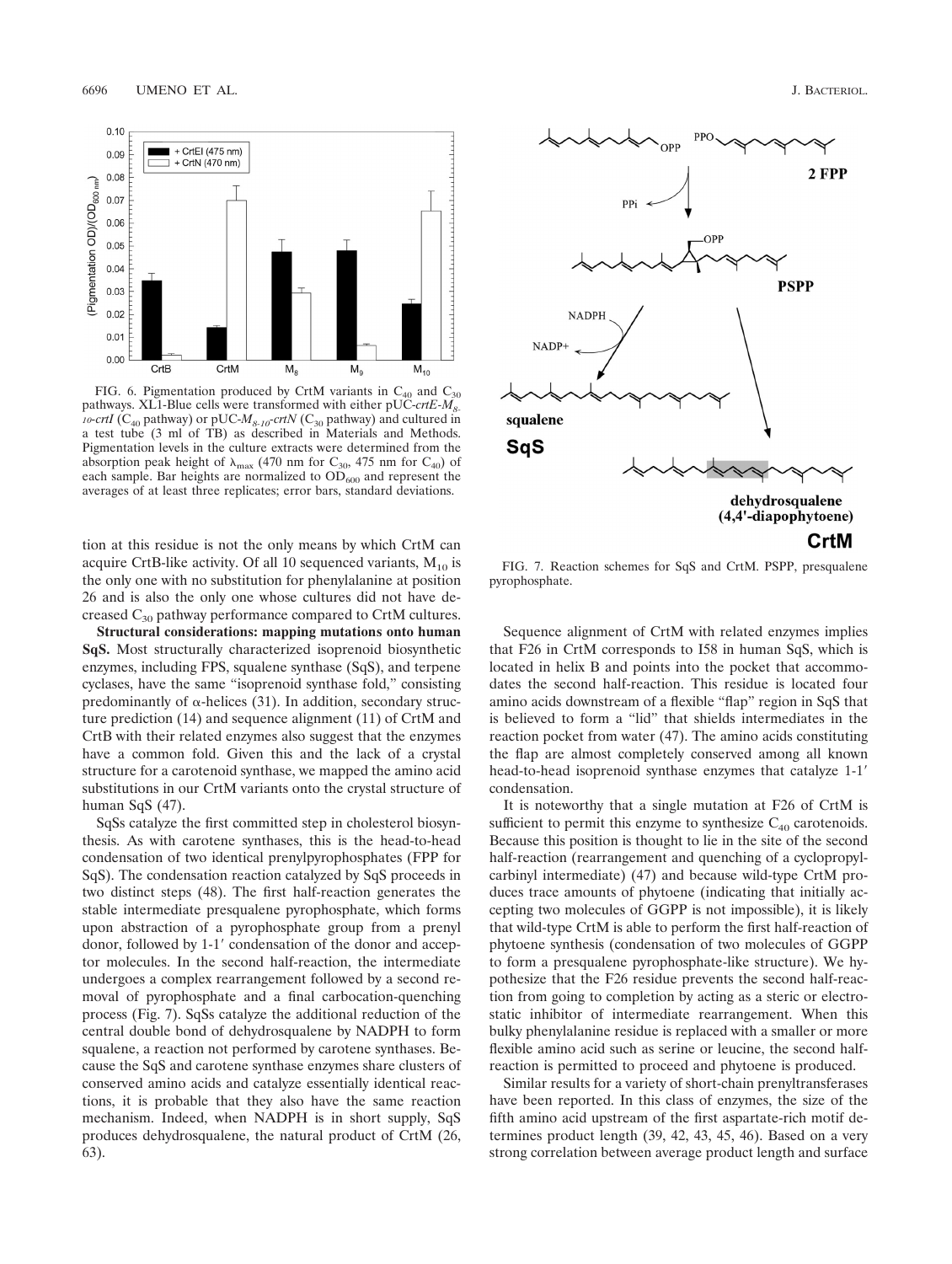FIG. 6. Pigmentation produced by CrtM variants in $C_{40}$ and $C_{30}$ pathways. XL1-Blue cells were transformed with either pUC-*crtE-M₈₋₁₀-crtI* ($C_{40}$ pathway) or pUC-$M_{8-10}$-*crtN* ($C_{30}$ pathway) and cultured in a test tube (3 ml of TB) as described in Materials and Methods. Pigmentation levels in the culture extracts were determined from the absorption peak height of $\lambda_{max}$ (470 nm for $C_{30}$, 475 nm for $C_{40}$) of each sample. Bar heights are normalized to $OD_{600}$ and represent the averages of at least three replicates; error bars, standard deviations.

tion at this residue is not the only means by which CrtM can acquire CrtB-like activity. Of all 10 sequenced variants, $M_{10}$ is the only one with no substitution for phenylalanine at position 26 and is also the only one whose cultures did not have decreased $C_{30}$ pathway performance compared to CrtM cultures.

**Structural considerations: mapping mutations onto human SqS.** Most structurally characterized isoprenoid biosynthetic enzymes, including FPS, squalene synthase (SqS), and terpene cyclases, have the same "isoprenoid synthase fold," consisting predominantly of α-helices (31). In addition, secondary structure prediction (14) and sequence alignment (11) of CrtM and CrtB with their related enzymes also suggest that the enzymes have a common fold. Given this and the lack of a crystal structure for a carotenoid synthase, we mapped the amino acid substitutions in our CrtM variants onto the crystal structure of human SqS (47).

SqSs catalyze the first committed step in cholesterol biosynthesis. As with carotene synthases, this is the head-to-head condensation of two identical prenylpyrophosphates (FPP for SqS). The condensation reaction catalyzed by SqS proceeds in two distinct steps (48). The first half-reaction generates the stable intermediate presqualene pyrophosphate, which forms upon abstraction of a pyrophosphate group from a prenyl donor, followed by 1-1′ condensation of the donor and acceptor molecules. In the second half-reaction, the intermediate undergoes a complex rearrangement followed by a second removal of pyrophosphate and a final carbocation-quenching process (Fig. 7). SqSs catalyze the additional reduction of the central double bond of dehydrosqualene by NADPH to form squalene, a reaction not performed by carotene synthases. Because the SqS and carotene synthase enzymes share clusters of conserved amino acids and catalyze essentially identical reactions, it is probable that they also have the same reaction mechanism. Indeed, when NADPH is in short supply, SqS produces dehydrosqualene, the natural product of CrtM (26, 63).

FIG. 7. Reaction schemes for SqS and CrtM. PSPP, presqualene pyrophosphate.

Sequence alignment of CrtM with related enzymes implies that F26 in CrtM corresponds to I58 in human SqS, which is located in helix B and points into the pocket that accommodates the second half-reaction. This residue is located four amino acids downstream of a flexible "flap" region in SqS that is believed to form a "lid" that shields intermediates in the reaction pocket from water (47). The amino acids constituting the flap are almost completely conserved among all known head-to-head isoprenoid synthase enzymes that catalyze 1-1′ condensation.

It is noteworthy that a single mutation at F26 of CrtM is sufficient to permit this enzyme to synthesize $C_{40}$ carotenoids. Because this position is thought to lie in the site of the second half-reaction (rearrangement and quenching of a cyclopropylcarbinyl intermediate) (47) and because wild-type CrtM produces trace amounts of phytoene (indicating that initially accepting two molecules of GGPP is not impossible), it is likely that wild-type CrtM is able to perform the first half-reaction of phytoene synthesis (condensation of two molecules of GGPP to form a presqualene pyrophosphate-like structure). We hypothesize that the F26 residue prevents the second half-reaction from going to completion by acting as a steric or electrostatic inhibitor of intermediate rearrangement. When this bulky phenylalanine residue is replaced with a smaller or more flexible amino acid such as serine or leucine, the second half-reaction is permitted to proceed and phytoene is produced.

Similar results for a variety of short-chain prenyltransferases have been reported. In this class of enzymes, the size of the fifth amino acid upstream of the first aspartate-rich motif determines product length (39, 42, 43, 45, 46). Based on a very strong correlation between average product length and surface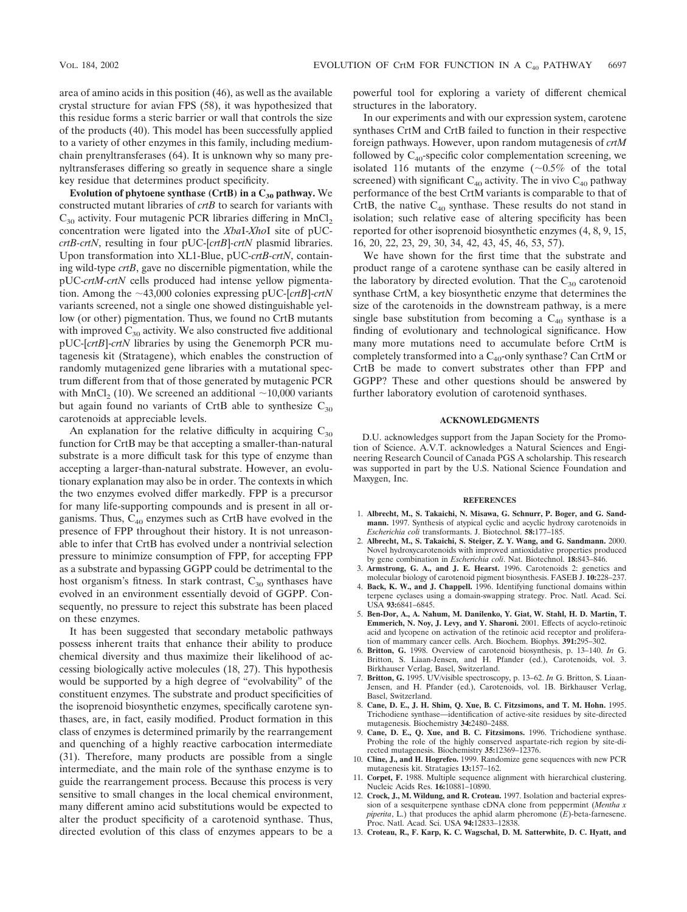area of amino acids in this position (46), as well as the available crystal structure for avian FPS (58), it was hypothesized that this residue forms a steric barrier or wall that controls the size of the products (40). This model has been successfully applied to a variety of other enzymes in this family, including medium-chain prenyltransferases (64). It is unknown why so many prenyltransferases differing so greatly in sequence share a single key residue that determines product specificity.

**Evolution of phytoene synthase (CrtB) in a $C_{30}$ pathway.** We constructed mutant libraries of *crtB* to search for variants with $C_{30}$ activity. Four mutagenic PCR libraries differing in $MnCl_2$ concentration were ligated into the *Xba*I-*Xho*I site of pUC-*crtB-crtN*, resulting in four pUC-[*crtB*]-*crtN* plasmid libraries. Upon transformation into XL1-Blue, pUC-*crtB-crtN*, containing wild-type *crtB*, gave no discernible pigmentation, while the pUC-*crtM-crtN* cells produced had intense yellow pigmentation. Among the ~43,000 colonies expressing pUC-[*crtB*]-*crtN* variants screened, not a single one showed distinguishable yellow (or other) pigmentation. Thus, we found no CrtB mutants with improved $C_{30}$ activity. We also constructed five additional pUC-[*crtB*]-*crtN* libraries by using the Genemorph PCR mutagenesis kit (Stratagene), which enables the construction of randomly mutagenized gene libraries with a mutational spectrum different from that of those generated by mutagenic PCR with $MnCl_2$ (10). We screened an additional ~10,000 variants but again found no variants of CrtB able to synthesize $C_{30}$ carotenoids at appreciable levels.

An explanation for the relative difficulty in acquiring $C_{30}$ function for CrtB may be that accepting a smaller-than-natural substrate is a more difficult task for this type of enzyme than accepting a larger-than-natural substrate. However, an evolutionary explanation may also be in order. The contexts in which the two enzymes evolved differ markedly. FPP is a precursor for many life-supporting compounds and is present in all organisms. Thus, $C_{40}$ enzymes such as CrtB have evolved in the presence of FPP throughout their history. It is not unreasonable to infer that CrtB has evolved under a nontrivial selection pressure to minimize consumption of FPP, for accepting FPP as a substrate and bypassing GGPP could be detrimental to the host organism's fitness. In stark contrast, $C_{30}$ synthases have evolved in an environment essentially devoid of GGPP. Consequently, no pressure to reject this substrate has been placed on these enzymes.

It has been suggested that secondary metabolic pathways possess inherent traits that enhance their ability to produce chemical diversity and thus maximize their likelihood of accessing biologically active molecules (18, 27). This hypothesis would be supported by a high degree of "evolvability" of the constituent enzymes. The substrate and product specificities of the isoprenoid biosynthetic enzymes, specifically carotene synthases, are, in fact, easily modified. Product formation in this class of enzymes is determined primarily by the rearrangement and quenching of a highly reactive carbocation intermediate (31). Therefore, many products are possible from a single intermediate, and the main role of the synthase enzyme is to guide the rearrangement process. Because this process is very sensitive to small changes in the local chemical environment, many different amino acid substitutions would be expected to alter the product specificity of a carotenoid synthase. Thus, directed evolution of this class of enzymes appears to be a powerful tool for exploring a variety of different chemical structures in the laboratory.

In our experiments and with our expression system, carotene synthases CrtM and CrtB failed to function in their respective foreign pathways. However, upon random mutagenesis of *crtM* followed by $C_{40}$-specific color complementation screening, we isolated 116 mutants of the enzyme (~0.5% of the total screened) with significant $C_{40}$ activity. The in vivo $C_{40}$ pathway performance of the best CrtM variants is comparable to that of CrtB, the native $C_{40}$ synthase. These results do not stand in isolation; such relative ease of altering specificity has been reported for other isoprenoid biosynthetic enzymes (4, 8, 9, 15, 16, 20, 22, 23, 29, 30, 34, 42, 43, 45, 46, 53, 57).

We have shown for the first time that the substrate and product range of a carotene synthase can be easily altered in the laboratory by directed evolution. That the $C_{30}$ carotenoid synthase CrtM, a key biosynthetic enzyme that determines the size of the carotenoids in the downstream pathway, is a mere single base substitution from becoming a $C_{40}$ synthase is a finding of evolutionary and technological significance. How many more mutations need to accumulate before CrtM is completely transformed into a $C_{40}$-only synthase? Can CrtM or CrtB be made to convert substrates other than FPP and GGPP? These and other questions should be answered by further laboratory evolution of carotenoid synthases.

## ACKNOWLEDGMENTS

D.U. acknowledges support from the Japan Society for the Promotion of Science. A.V.T. acknowledges a Natural Sciences and Engineering Research Council of Canada PGS A scholarship. This research was supported in part by the U.S. National Science Foundation and Maxygen, Inc.

## REFERENCES

1. **Albrecht, M., S. Takaichi, N. Misawa, G. Schnurr, P. Boger, and G. Sandmann.** 1997. Synthesis of atypical cyclic and acyclic hydroxy carotenoids in *Escherichia coli* transformants. J. Biotechnol. **58:**177–185.
2. **Albrecht, M., S. Takaichi, S. Steiger, Z. Y. Wang, and G. Sandmann.** 2000. Novel hydroxycarotenoids with improved antioxidative properties produced by gene combination in *Escherichia coli*. Nat. Biotechnol. **18:**843–846.
3. **Armstrong, G. A., and J. E. Hearst.** 1996. Carotenoids 2: genetics and molecular biology of carotenoid pigment biosynthesis. FASEB J. **10:**228–237.
4. **Back, K. W., and J. Chappell.** 1996. Identifying functional domains within terpene cyclases using a domain-swapping strategy. Proc. Natl. Acad. Sci. USA **93:**6841–6845.
5. **Ben-Dor, A., A. Nahum, M. Danilenko, Y. Giat, W. Stahl, H. D. Martin, T. Emmerich, N. Noy, J. Levy, and Y. Sharoni.** 2001. Effects of acyclo-retinoic acid and lycopene on activation of the retinoic acid receptor and proliferation of mammary cancer cells. Arch. Biochem. Biophys. **391:**295–302.
6. **Britton, G.** 1998. Overview of carotenoid biosynthesis, p. 13–140. *In* G. Britton, S. Liaan-Jensen, and H. Pfander (ed.), Carotenoids, vol. 3. Birkhauser Verlag, Basel, Switzerland.
7. **Britton, G.** 1995. UV/visible spectroscopy, p. 13–62. *In* G. Britton, S. Liaan-Jensen, and H. Pfander (ed.), Carotenoids, vol. 1B. Birkhauser Verlag, Basel, Switzerland.
8. **Cane, D. E., J. H. Shim, Q. Xue, B. C. Fitzsimons, and T. M. Hohn.** 1995. Trichodiene synthase—identification of active-site residues by site-directed mutagenesis. Biochemistry **34:**2480–2488.
9. **Cane, D. E., Q. Xue, and B. C. Fitzsimons.** 1996. Trichodiene synthase. Probing the role of the highly conserved aspartate-rich region by site-directed mutagenesis. Biochemistry **35:**12369–12376.
10. **Cline, J., and H. Hogrefeo.** 1999. Randomize gene sequences with new PCR mutagenesis kit. Stratagies **13:**157–162.
11. **Corpet, F.** 1988. Multiple sequence alignment with hierarchical clustering. Nucleic Acids Res. **16:**10881–10890.
12. **Crock, J., M. Wildung, and R. Croteau.** 1997. Isolation and bacterial expression of a sesquiterpene synthase cDNA clone from peppermint (*Mentha x piperita*, L.) that produces the aphid alarm pheromone (*E*)-beta-farnesene. Proc. Natl. Acad. Sci. USA **94:**12833–12838.
13. **Croteau, R., F. Karp, K. C. Wagschal, D. M. Satterwhite, D. C. Hyatt, and**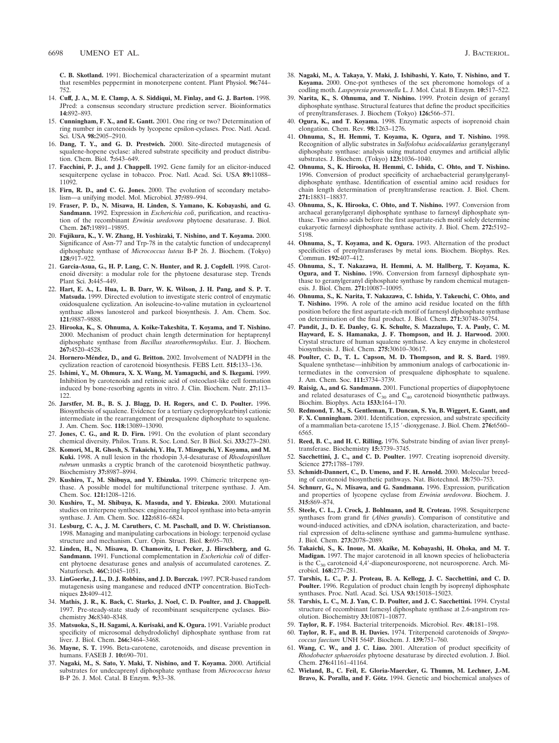C. B. Skotland. 1991. Biochemical characterization of a spearmint mutant that resembles peppermint in monoterpene content. Plant Physiol. **96:**744–752.

14. **Cuff, J. A., M. E. Clamp, A. S. Siddiqui, M. Finlay, and G. J. Barton.** 1998. JPred: a consensus secondary structure prediction server. Bioinformatics **14:**892–893.
15. **Cunningham, F. X., and E. Gantt.** 2001. One ring or two? Determination of ring number in carotenoids by lycopene epsilon-cyclases. Proc. Natl. Acad. Sci. USA **98:**2905–2910.
16. **Dang, T. Y., and G. D. Prestwich.** 2000. Site-directed mutagenesis of squalene-hopene cyclase: altered substrate specificity and product distribution. Chem. Biol. **7:**643–649.
17. **Facchini, P. J., and J. Chappell.** 1992. Gene family for an elicitor-induced sesquiterpene cyclase in tobacco. Proc. Natl. Acad. Sci. USA **89:**11088–11092.
18. **Firn, R. D., and C. G. Jones.** 2000. The evolution of secondary metabolism—a unifying model. Mol. Microbiol. **37:**989–994.
19. **Fraser, P. D., N. Misawa, H. Linden, S. Yamano, K. Kobayashi, and G. Sandmann.** 1992. Expression in *Escherichia coli*, purification, and reactivation of the recombinant *Erwinia uredovora* phytoene desaturase. J. Biol. Chem. **267:**19891–19895.
20. **Fujikura, K., Y. W. Zhang, H. Yoshizaki, T. Nishino, and T. Koyama.** 2000. Significance of Asn-77 and Trp-78 in the catalytic function of undecaprenyl diphosphate synthase of *Micrococcus luteus* B-P 26. J. Biochem. (Tokyo) **128:**917–922.
21. **Garcia-Asua, G., H. P. Lang, C. N. Hunter, and R. J. Cogdell.** 1998. Carotenoid diversity: a modular role for the phytoene desaturase step. Trends Plant Sci. **3:**445–449.
22. **Hart, E. A., L. Hua, L. B. Darr, W. K. Wilson, J. Pang, and S. P. T. Matsuda.** 1999. Directed evolution to investigate steric control of enzymatic oxidosqualene cyclization. An isoleucine-to-valine mutation in cycloartenol synthase allows lanosterol and parkeol biosynthesis. J. Am. Chem. Soc. **121:**9887–9888.
23. **Hirooka, K., S. Ohnuma, A. Koike-Takeshita, T. Koyama, and T. Nishino.** 2000. Mechanism of product chain length determination for heptaprenyl diphosphate synthase from *Bacillus stearothermophilus*. Eur. J. Biochem. **267:**4520–4528.
24. **Hornero-Méndez, D., and G. Britton.** 2002. Involvement of NADPH in the cyclization reaction of carotenoid biosynthesis. FEBS Lett. **515:**133–136.
25. **Ishimi, Y., M. Ohmura, X. X. Wang, M. Yamaguchi, and S. Ikegami.** 1999. Inhibition by carotenoids and retinoic acid of osteoclast-like cell formation induced by bone-resorbing agents in vitro. J. Clin. Biochem. Nutr. **27:**113–122.
26. **Jarstfer, M. B., B. S. J. Blagg, D. H. Rogers, and C. D. Poulter.** 1996. Biosynthesis of squalene. Evidence for a tertiary cyclopropylcarbinyl cationic intermediate in the rearrangement of presqualene diphosphate to squalene. J. Am. Chem. Soc. **118:**13089–13090.
27. **Jones, C. G., and R. D. Firn.** 1991. On the evolution of plant secondary chemical diversity. Philos. Trans. R. Soc. Lond. Ser. B Biol. Sci. **333:**273–280.
28. **Komori, M., R. Ghosh, S. Takaichi, Y. Hu, T. Mizoguchi, Y. Koyama, and M. Kuki.** 1998. A null lesion in the rhodopin 3,4-desaturase of *Rhodospirillum rubrum* unmasks a cryptic branch of the carotenoid biosynthetic pathway. Biochemistry **37:**8987–8994.
29. **Kushiro, T., M. Shibuya, and Y. Ebizuka.** 1999. Chimeric triterpene synthase. A possible model for multifunctional triterpene synthase. J. Am. Chem. Soc. **121:**1208–1216.
30. **Kushiro, T., M. Shibuya, K. Masuda, and Y. Ebizuka.** 2000. Mutational studies on triterpene syntheses: engineering lupeol synthase into beta-amyrin synthase. J. Am. Chem. Soc. **122:**6816–6824.
31. **Lesburg, C. A., J. M. Caruthers, C. M. Paschall, and D. W. Christianson.** 1998. Managing and manipulating carbocations in biology: terpenoid cyclase structure and mechanism. Curr. Opin. Struct. Biol. **8:**695–703.
32. **Linden, H., N. Misawa, D. Chamovitz, I. Pecker, J. Hirschberg, and G. Sandmann.** 1991. Functional complementation in *Escherichia coli* of different phytoene desaturase genes and analysis of accumulated carotenes. Z. Naturforsch. **46C:**1045–1051.
33. **LinGoerke, J. L., D. J. Robbins, and J. D. Burczak.** 1997. PCR-based random mutagenesis using manganese and reduced dNTP concentration. BioTechniques **23:**409–412.
34. **Mathis, J. R., K. Back, C. Starks, J. Noel, C. D. Poulter, and J. Chappell.** 1997. Pre-steady-state study of recombinant sesquiterpene cyclases. Biochemistry **36:**8340–8348.
35. **Matsuoka, S., H. Sagami, A. Kurisaki, and K. Ogura.** 1991. Variable product specificity of microsomal dehydrodolichyl diphosphate synthase from rat liver. J. Biol. Chem. **266:**3464–3468.
36. **Mayne, S. T.** 1996. Beta-carotene, carotenoids, and disease prevention in humans. FASEB J. **10:**690–701.
37. **Nagaki, M., S. Sato, Y. Maki, T. Nishino, and T. Koyama.** 2000. Artificial substrates for undecaprenyl diphosphate synthase from *Micrococcus luteus* B-P 26. J. Mol. Catal. B Enzym. **9:**33–38.
38. **Nagaki, M., A. Takaya, Y. Maki, J. Ishibashi, Y. Kato, T. Nishino, and T. Koyama.** 2000. One-pot syntheses of the sex pheromone homologs of a codling moth. *Laspeyresia promonella* L. J. Mol. Catal. B Enzym. **10:**517–522.
39. **Narita, K., S. Ohnuma, and T. Nishino.** 1999. Protein design of geranyl diphosphate synthase. Structural features that define the product specificities of prenyltransferases. J. Biochem (Tokyo) **126:**566–571.
40. **Ogura, K., and T. Koyama.** 1998. Enzymatic aspects of isoprenoid chain elongation. Chem. Rev. **98:**1263–1276.
41. **Ohnuma, S., H. Hemmi, T. Koyama, K. Ogura, and T. Nishino.** 1998. Recognition of allylic substrates in *Sulfolobus acidocaldarius* geranylgeranyl diphosphate synthase: analysis using mutated enzymes and artificial allylic substrates. J. Biochem. (Tokyo) **123:**1036–1040.
42. **Ohnuma, S., K. Hirooka, H. Hemmi, C. Ishida, C. Ohto, and T. Nishino.** 1996. Conversion of product specificity of archaebacterial geranylgeranyl-diphosphate synthase. Identification of essential amino acid residues for chain length determination of prenyltransferase reaction. J. Biol. Chem. **271:**18831–18837.
43. **Ohnuma, S., K. Hirooka, C. Ohto, and T. Nishino.** 1997. Conversion from archaeal geranylgeranyl diphosphate synthase to farnesyl diphosphate synthase. Two amino acids before the first aspartate-rich motif solely determine eukaryotic farnesyl diphosphate synthase activity. J. Biol. Chem. **272:**5192–5198.
44. **Ohnuma, S., T. Koyama, and K. Ogura.** 1993. Alternation of the product specificities of prenyltransferases by metal ions. Biochem. Biophys. Res. Commun. **192:**407–412.
45. **Ohnuma, S., T. Nakazawa, H. Hemmi, A. M. Hallberg, T. Koyama, K. Ogura, and T. Nishino.** 1996. Conversion from farnesyl diphosphate synthase to geranylgeranyl diphosphate synthase by random chemical mutagenesis. J. Biol. Chem. **271:**10087–10095.
46. **Ohnuma, S., K. Narita, T. Nakazawa, C. Ishida, Y. Takeuchi, C. Ohto, and T. Nishino.** 1996. A role of the amino acid residue located on the fifth position before the first aspartate-rich motif of farnesyl diphosphate synthase on determination of the final product. J. Biol. Chem. **271:**30748–30754.
47. **Pandit, J., D. E. Danley, G. K. Schulte, S. Mazzalupo, T. A. Pauly, C. M. Hayward, E. S. Hamanaka, J. F. Thompson, and H. J. Harwood.** 2000. Crystal structure of human squalene synthase. A key enzyme in cholesterol biosynthesis. J. Biol. Chem. **275:**30610–30617.
48. **Poulter, C. D., T. L. Capson, M. D. Thompson, and R. S. Bard.** 1989. Squalene synthetase—inhibition by ammonium analogs of carbocationic intermediates in the conversion of presqualene diphosphate to squalene. J. Am. Chem. Soc. **111:**3734–3739.
49. **Raisig, A., and G. Sandmann.** 2001. Functional properties of diapophytoene and related desaturases of $C_{30}$ and $C_{40}$ carotenoid biosynthetic pathways. Biochim. Biophys. Acta **1533:**164–170.
50. **Redmond, T. M., S. Gentleman, T. Duncan, S. Yu, B. Wiggert, E. Gantt, and F. X. Cunningham.** 2001. Identification, expression, and substrate specificity of a mammalian beta-carotene 15,15′-dioxygenase. J. Biol. Chem. **276:**6560–6565.
51. **Reed, B. C., and H. C. Rilling.** 1976. Substrate binding of avian liver prenyltransferase. Biochemistry **15:**3739–3745.
52. **Sacchettini, J. C., and C. D. Poulter.** 1997. Creating isoprenoid diversity. Science **277:**1788–1789.
53. **Schmidt-Dannert, C., D. Umeno, and F. H. Arnold.** 2000. Molecular breeding of carotenoid biosynthetic pathways. Nat. Biotechnol. **18:**750–753.
54. **Schnurr, G., N. Misawa, and G. Sandmann.** 1996. Expression, purification and properties of lycopene cyclase from *Erwinia uredovora*. Biochem. J. **315:**869–874.
55. **Steele, C. L., J. Crock, J. Bohlmann, and R. Croteau.** 1998. Sesquiterpene synthases from grand fir (*Abies grandis*). Comparison of constitutive and wound-induced activities, and cDNA isolation, characterization, and bacterial expression of delta-selinene synthase and gamma-humulene synthase. J. Biol. Chem. **273:**2078–2089.
56. **Takaichi, S., K. Inoue, M. Akaike, M. Kobayashi, H. Ohoka, and M. T. Madigan.** 1997. The major carotenoid in all known species of heliobacteria is the $C_{30}$ carotenoid 4,4′-diaponeurosporene, not neurosporene. Arch. Microbiol. **168:**277–281.
57. **Tarshis, L. C., P. J. Proteau, B. A. Kellogg, J. C. Sacchettini, and C. D. Poulter.** 1996. Regulation of product chain length by isoprenyl diphosphate synthases. Proc. Natl. Acad. Sci. USA **93:**15018–15023.
58. **Tarshis, L. C., M. J. Yan, C. D. Poulter, and J. C. Sacchettini.** 1994. Crystal structure of recombinant farnesyl diphosphate synthase at 2.6-angstrom resolution. Biochemistry **33:**10871–10877.
59. **Taylor, R. F.** 1984. Bacterial triterpenoids. Microbiol. Rev. **48:**181–198.
60. **Taylor, R. F., and B. H. Davies.** 1974. Triterpenoid carotenoids of *Streptococcus faecium* UNH 564P. Biochem. J. **139:**751–760.
61. **Wang, C. W., and J. C. Liao.** 2001. Alteration of product specificity of *Rhodobacter sphaeroides* phytoene desaturase by directed evolution. J. Biol. Chem. **276:**41161–41164.
62. **Wieland, B., C. Feil, E. Gloria-Maercker, G. Thumm, M. Lechner, J.-M. Bravo, K. Poralla, and F. Götz.** 1994. Genetic and biochemical analyses of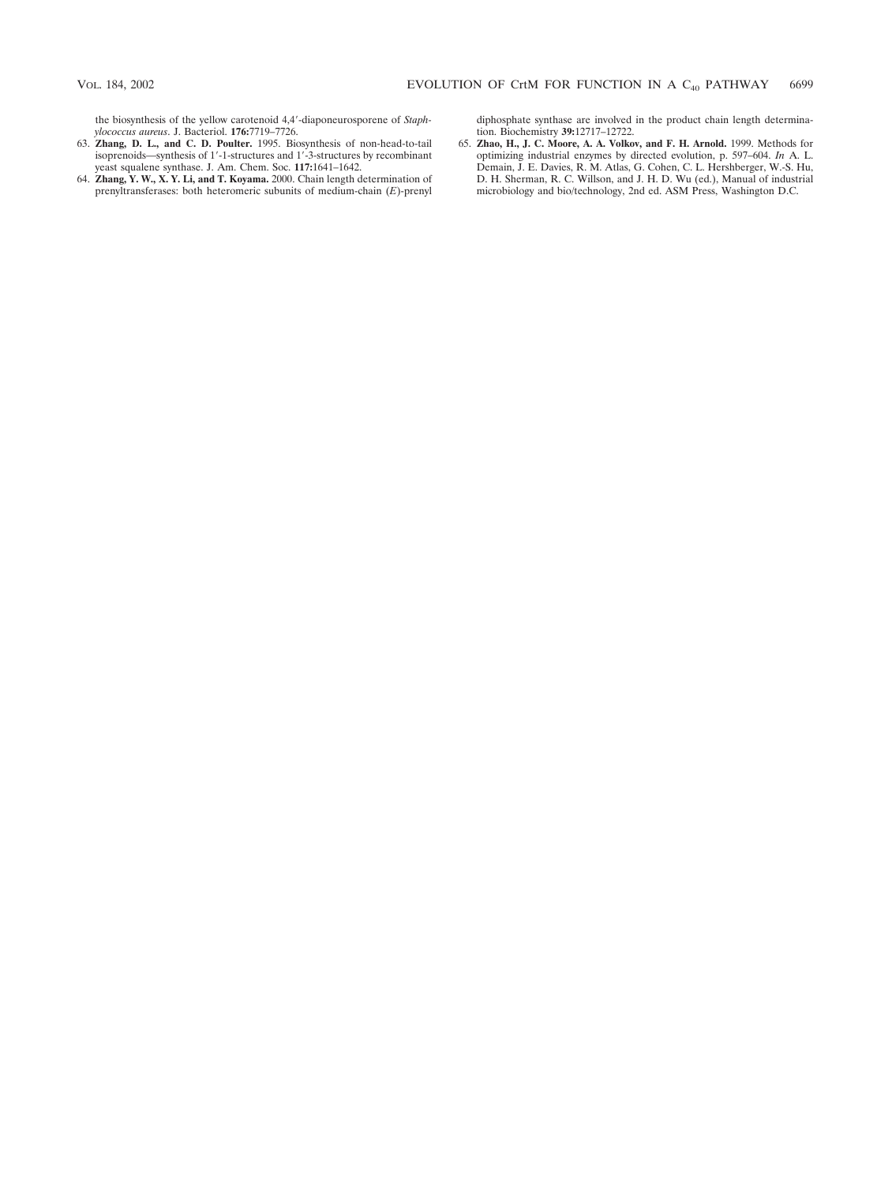the biosynthesis of the yellow carotenoid 4,4′-diaponeurosporene of *Staphylococcus aureus*. J. Bacteriol. **176:**7719–7726.

63. **Zhang, D. L., and C. D. Poulter.** 1995. Biosynthesis of non-head-to-tail isoprenoids—synthesis of 1′-1-structures and 1′-3-structures by recombinant yeast squalene synthase. J. Am. Chem. Soc. **117:**1641–1642.
64. **Zhang, Y. W., X. Y. Li, and T. Koyama.** 2000. Chain length determination of prenyltransferases: both heteromeric subunits of medium-chain (*E*)-prenyl diphosphate synthase are involved in the product chain length determination. Biochemistry **39:**12717–12722.
65. **Zhao, H., J. C. Moore, A. A. Volkov, and F. H. Arnold.** 1999. Methods for optimizing industrial enzymes by directed evolution, p. 597–604. *In* A. L. Demain, J. E. Davies, R. M. Atlas, G. Cohen, C. L. Hershberger, W.-S. Hu, D. H. Sherman, R. C. Willson, and J. H. D. Wu (ed.), Manual of industrial microbiology and bio/technology, 2nd ed. ASM Press, Washington D.C.